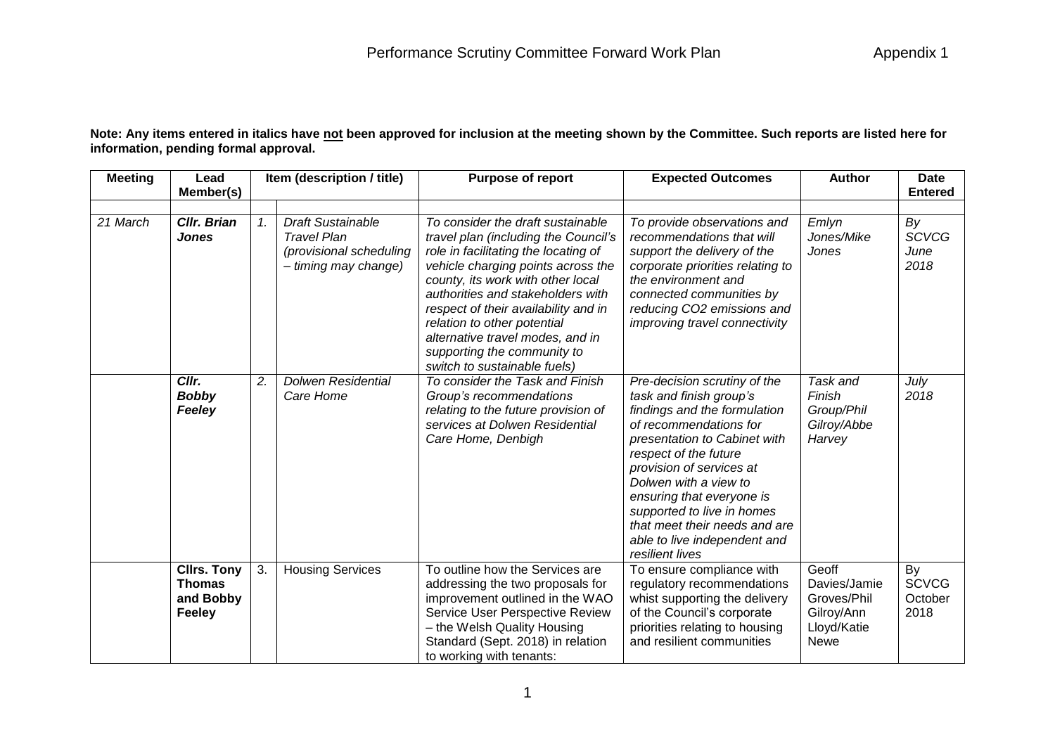# Performance Scrutiny Committee Forward Work Plan

Appendix 1

**Note: Any items entered in italics have not been approved for inclusion at the meeting shown by the Committee. Such reports are listed here for information, pending formal approval.**

| Meeting | Lead Member(s) | Item (description / title) | | Purpose of report | Expected Outcomes | Author | Date Entered |
|---|---|---|---|---|---|---|---|
| | | | | | | | |
| *21 March* | ***Cllr. Brian Jones*** | *1.* | *Draft Sustainable Travel Plan (provisional scheduling – timing may change)* | *To consider the draft sustainable travel plan (including the Council's role in facilitating the locating of vehicle charging points across the county, its work with other local authorities and stakeholders with respect of their availability and in relation to other potential alternative travel modes, and in supporting the community to switch to sustainable fuels)* | *To provide observations and recommendations that will support the delivery of the corporate priorities relating to the environment and connected communities by reducing CO2 emissions and improving travel connectivity* | *Emlyn Jones/Mike Jones* | *By SCVCG June 2018* |
| | ***Cllr. Bobby Feeley*** | *2.* | *Dolwen Residential Care Home* | *To consider the Task and Finish Group's recommendations relating to the future provision of services at Dolwen Residential Care Home, Denbigh* | *Pre-decision scrutiny of the task and finish group's findings and the formulation of recommendations for presentation to Cabinet with respect of the future provision of services at Dolwen with a view to ensuring that everyone is supported to live in homes that meet their needs and are able to live independent and resilient lives* | *Task and Finish Group/Phil Gilroy/Abbe Harvey* | *July 2018* |
| | **Cllrs. Tony Thomas and Bobby Feeley** | 3. | Housing Services | To outline how the Services are addressing the two proposals for improvement outlined in the WAO Service User Perspective Review – the Welsh Quality Housing Standard (Sept. 2018) in relation to working with tenants: | To ensure compliance with regulatory recommendations whilst supporting the delivery of the Council's corporate priorities relating to housing and resilient communities | Geoff Davies/Jamie Groves/Phil Gilroy/Ann Lloyd/Katie Newe | By SCVCG October 2018 |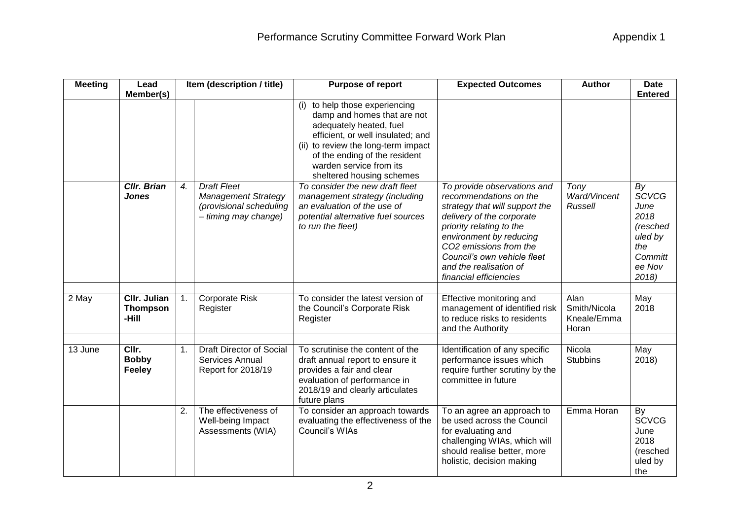# Performance Scrutiny Committee Forward Work Plan

Appendix 1

| Meeting | Lead Member(s) | Item (description / title) | | Purpose of report | Expected Outcomes | Author | Date Entered |
|---|---|---|---|---|---|---|---|
| | | | | (i) to help those experiencing damp and homes that are not adequately heated, fuel efficient, or well insulated; and (ii) to review the long-term impact of the ending of the resident warden service from its sheltered housing schemes | | | |
| | ***Cllr. Brian Jones*** | *4.* | *Draft Fleet Management Strategy (provisional scheduling – timing may change)* | *To consider the new draft fleet management strategy (including an evaluation of the use of potential alternative fuel sources to run the fleet)* | *To provide observations and recommendations on the strategy that will support the delivery of the corporate priority relating to the environment by reducing CO2 emissions from the Council's own vehicle fleet and the realisation of financial efficiencies* | *Tony Ward/Vincent Russell* | *By SCVCG June 2018 (rescheduled by the Committee Nov 2018)* |
| | | | | | | | |
| 2 May | **Cllr. Julian Thompson -Hill** | 1. | Corporate Risk Register | To consider the latest version of the Council's Corporate Risk Register | Effective monitoring and management of identified risk to reduce risks to residents and the Authority | Alan Smith/Nicola Kneale/Emma Horan | May 2018 |
| | | | | | | | |
| 13 June | **Cllr. Bobby Feeley** | 1. | Draft Director of Social Services Annual Report for 2018/19 | To scrutinise the content of the draft annual report to ensure it provides a fair and clear evaluation of performance in 2018/19 and clearly articulates future plans | Identification of any specific performance issues which require further scrutiny by the committee in future | Nicola Stubbins | May 2018) |
| | | 2. | The effectiveness of Well-being Impact Assessments (WIA) | To consider an approach towards evaluating the effectiveness of the Council's WIAs | To an agree an approach to be used across the Council for evaluating and challenging WIAs, which will should realise better, more holistic, decision making | Emma Horan | By SCVCG June 2018 (rescheduled by the |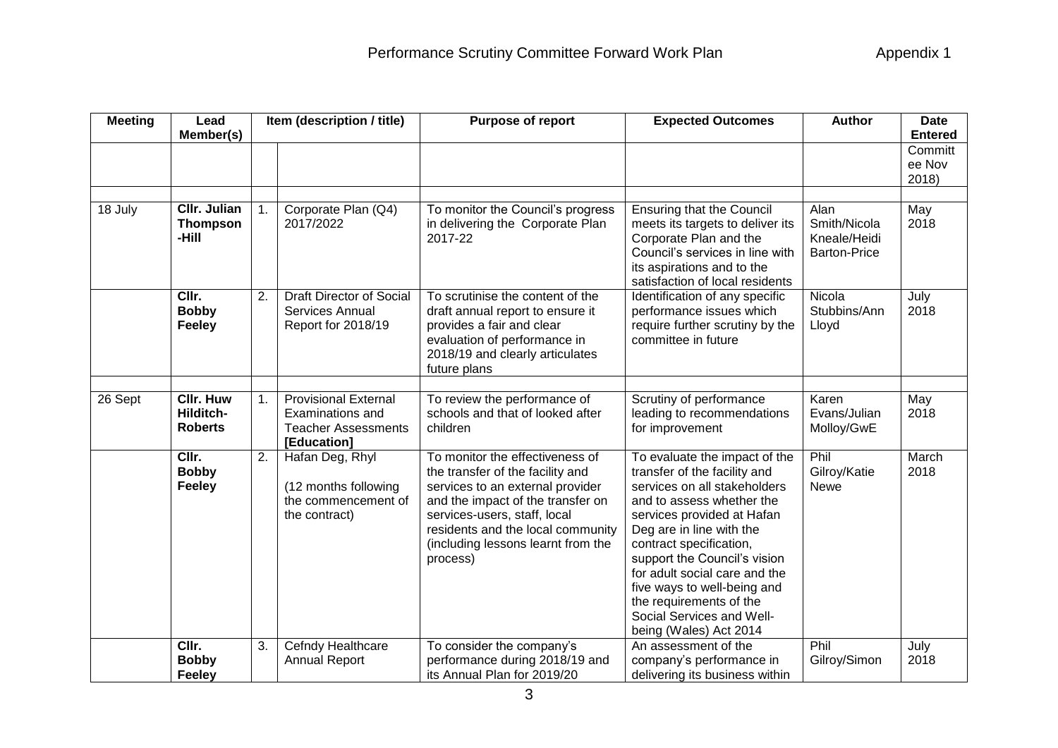| Meeting | Lead Member(s) | Item (description / title) | | Purpose of report | Expected Outcomes | Author | Date Entered |
|---|---|---|---|---|---|---|---|
| | | | | | | | Committee Nov 2018) |
| | | | | | | | |
| 18 July | **Cllr. Julian Thompson-Hill** | 1. | Corporate Plan (Q4) 2017/2022 | To monitor the Council's progress in delivering the Corporate Plan 2017-22 | Ensuring that the Council meets its targets to deliver its Corporate Plan and the Council's services in line with its aspirations and to the satisfaction of local residents | Alan Smith/Nicola Kneale/Heidi Barton-Price | May 2018 |
| | **Cllr. Bobby Feeley** | 2. | Draft Director of Social Services Annual Report for 2018/19 | To scrutinise the content of the draft annual report to ensure it provides a fair and clear evaluation of performance in 2018/19 and clearly articulates future plans | Identification of any specific performance issues which require further scrutiny by the committee in future | Nicola Stubbins/Ann Lloyd | July 2018 |
| | | | | | | | |
| 26 Sept | **Cllr. Huw Hilditch-Roberts** | 1. | Provisional External Examinations and Teacher Assessments **[Education]** | To review the performance of schools and that of looked after children | Scrutiny of performance leading to recommendations for improvement | Karen Evans/Julian Molloy/GwE | May 2018 |
| | **Cllr. Bobby Feeley** | 2. | Hafan Deg, Rhyl<br><br>(12 months following the commencement of the contract) | To monitor the effectiveness of the transfer of the facility and services to an external provider and the impact of the transfer on services-users, staff, local residents and the local community (including lessons learnt from the process) | To evaluate the impact of the transfer of the facility and services on all stakeholders and to assess whether the services provided at Hafan Deg are in line with the contract specification, support the Council's vision for adult social care and the five ways to well-being and the requirements of the Social Services and Well-being (Wales) Act 2014 | Phil Gilroy/Katie Newe | March 2018 |
| | **Cllr. Bobby Feeley** | 3. | Cefndy Healthcare Annual Report | To consider the company's performance during 2018/19 and its Annual Plan for 2019/20 | An assessment of the company's performance in delivering its business within | Phil Gilroy/Simon | July 2018 |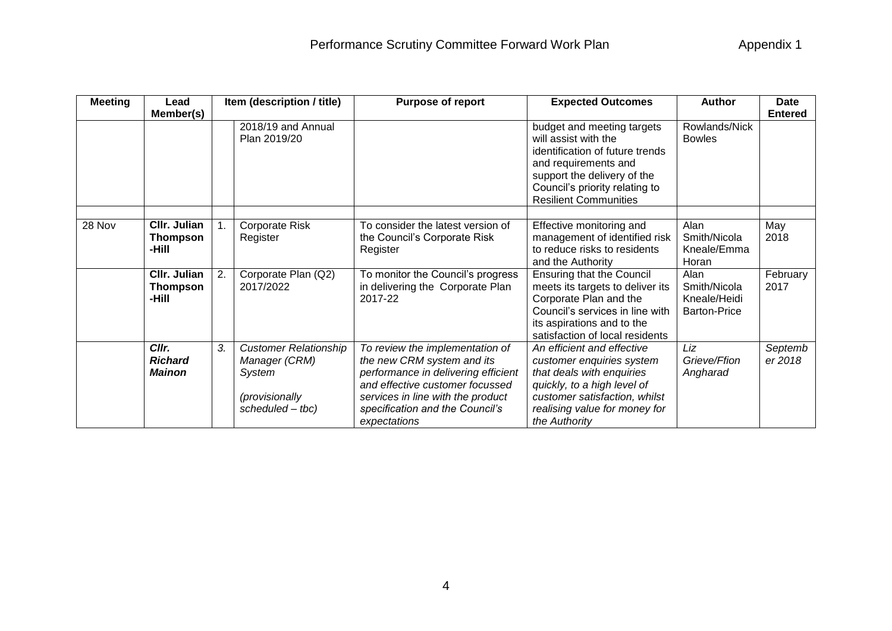# Performance Scrutiny Committee Forward Work Plan

Appendix 1

| Meeting | Lead Member(s) | | Item (description / title) | Purpose of report | Expected Outcomes | Author | Date Entered |
|---|---|---|---|---|---|---|---|
| | | | 2018/19 and Annual Plan 2019/20 | | budget and meeting targets will assist with the identification of future trends and requirements and support the delivery of the Council's priority relating to Resilient Communities | Rowlands/Nick Bowles | |
| | | | | | | | |
| 28 Nov | **Cllr. Julian Thompson -Hill** | 1. | Corporate Risk Register | To consider the latest version of the Council's Corporate Risk Register | Effective monitoring and management of identified risk to reduce risks to residents and the Authority | Alan Smith/Nicola Kneale/Emma Horan | May 2018 |
| | **Cllr. Julian Thompson -Hill** | 2. | Corporate Plan (Q2) 2017/2022 | To monitor the Council's progress in delivering the Corporate Plan 2017-22 | Ensuring that the Council meets its targets to deliver its Corporate Plan and the Council's services in line with its aspirations and to the satisfaction of local residents | Alan Smith/Nicola Kneale/Heidi Barton-Price | February 2017 |
| | ***Cllr. Richard Mainon*** | *3.* | *Customer Relationship Manager (CRM) System (provisionally scheduled – tbc)* | *To review the implementation of the new CRM system and its performance in delivering efficient and effective customer focussed services in line with the product specification and the Council's expectations* | *An efficient and effective customer enquiries system that deals with enquiries quickly, to a high level of customer satisfaction, whilst realising value for money for the Authority* | *Liz Grieve/Ffion Angharad* | *September 2018* |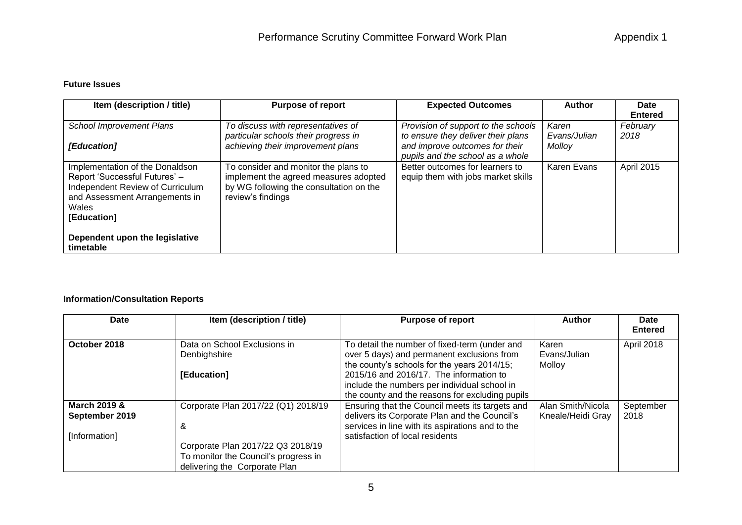### Future Issues

| Item (description / title) | Purpose of report | Expected Outcomes | Author | Date Entered |
|---|---|---|---|---|
| *School Improvement Plans*<br><br>***[Education]*** | *To discuss with representatives of particular schools their progress in achieving their improvement plans* | *Provision of support to the schools to ensure they deliver their plans and improve outcomes for their pupils and the school as a whole* | *Karen Evans/Julian Molloy* | *February 2018* |
| Implementation of the Donaldson Report 'Successful Futures' – Independent Review of Curriculum and Assessment Arrangements in Wales<br>**[Education]**<br><br>**Dependent upon the legislative timetable** | To consider and monitor the plans to implement the agreed measures adopted by WG following the consultation on the review's findings | Better outcomes for learners to equip them with jobs market skills | Karen Evans | April 2015 |

### Information/Consultation Reports

| Date | Item (description / title) | Purpose of report | Author | Date Entered |
|---|---|---|---|---|
| **October 2018** | Data on School Exclusions in Denbighshire<br><br>**[Education]** | To detail the number of fixed-term (under and over 5 days) and permanent exclusions from the county's schools for the years 2014/15; 2015/16 and 2016/17. The information to include the numbers per individual school in the county and the reasons for excluding pupils | Karen Evans/Julian Molloy | April 2018 |
| **March 2019 & September 2019**<br><br>[Information] | Corporate Plan 2017/22 (Q1) 2018/19<br><br>&<br><br>Corporate Plan 2017/22 Q3 2018/19 To monitor the Council's progress in delivering the Corporate Plan | Ensuring that the Council meets its targets and delivers its Corporate Plan and the Council's services in line with its aspirations and to the satisfaction of local residents | Alan Smith/Nicola Kneale/Heidi Gray | September 2018 |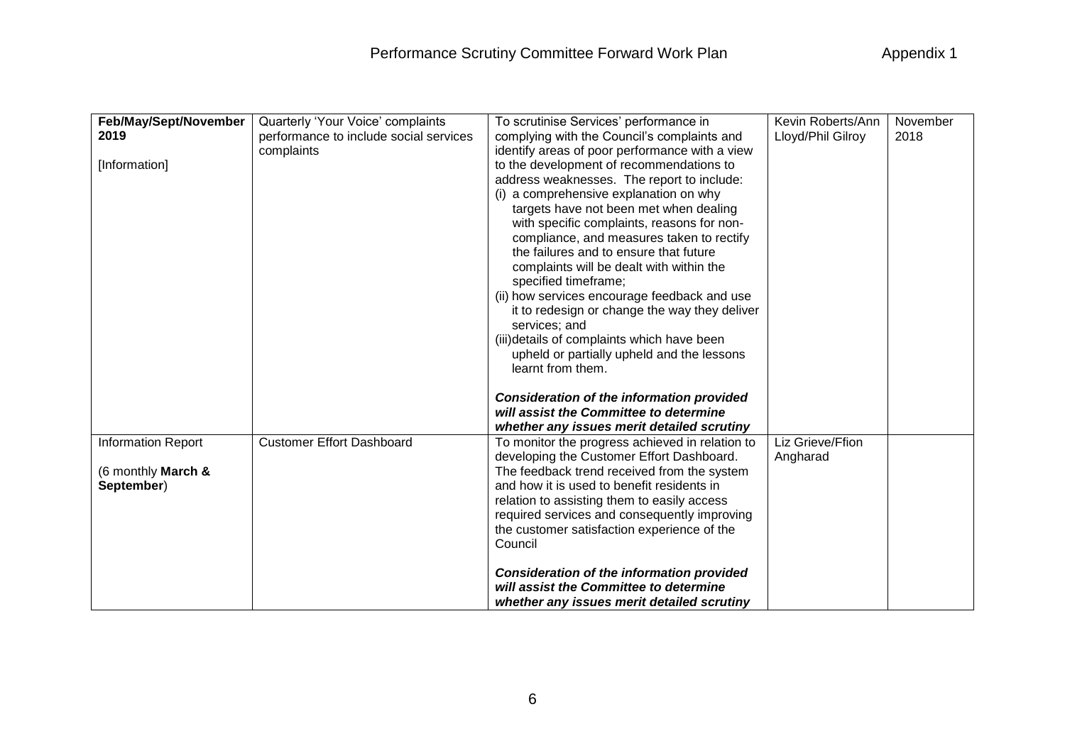| | | | | |
|---|---|---|---|---|
| **Feb/May/Sept/November 2019**<br><br>[Information] | Quarterly 'Your Voice' complaints performance to include social services complaints | To scrutinise Services' performance in complying with the Council's complaints and identify areas of poor performance with a view to the development of recommendations to address weaknesses. The report to include:<br>(i) a comprehensive explanation on why targets have not been met when dealing with specific complaints, reasons for non-compliance, and measures taken to rectify the failures and to ensure that future complaints will be dealt with within the specified timeframe;<br>(ii) how services encourage feedback and use it to redesign or change the way they deliver services; and<br>(iii) details of complaints which have been upheld or partially upheld and the lessons learnt from them.<br><br>***Consideration of the information provided will assist the Committee to determine whether any issues merit detailed scrutiny*** | Kevin Roberts/Ann Lloyd/Phil Gilroy | November 2018 |
| Information Report<br><br>(6 monthly **March & September**) | Customer Effort Dashboard | To monitor the progress achieved in relation to developing the Customer Effort Dashboard. The feedback trend received from the system and how it is used to benefit residents in relation to assisting them to easily access required services and consequently improving the customer satisfaction experience of the Council<br><br>***Consideration of the information provided will assist the Committee to determine whether any issues merit detailed scrutiny*** | Liz Grieve/Ffion Angharad | |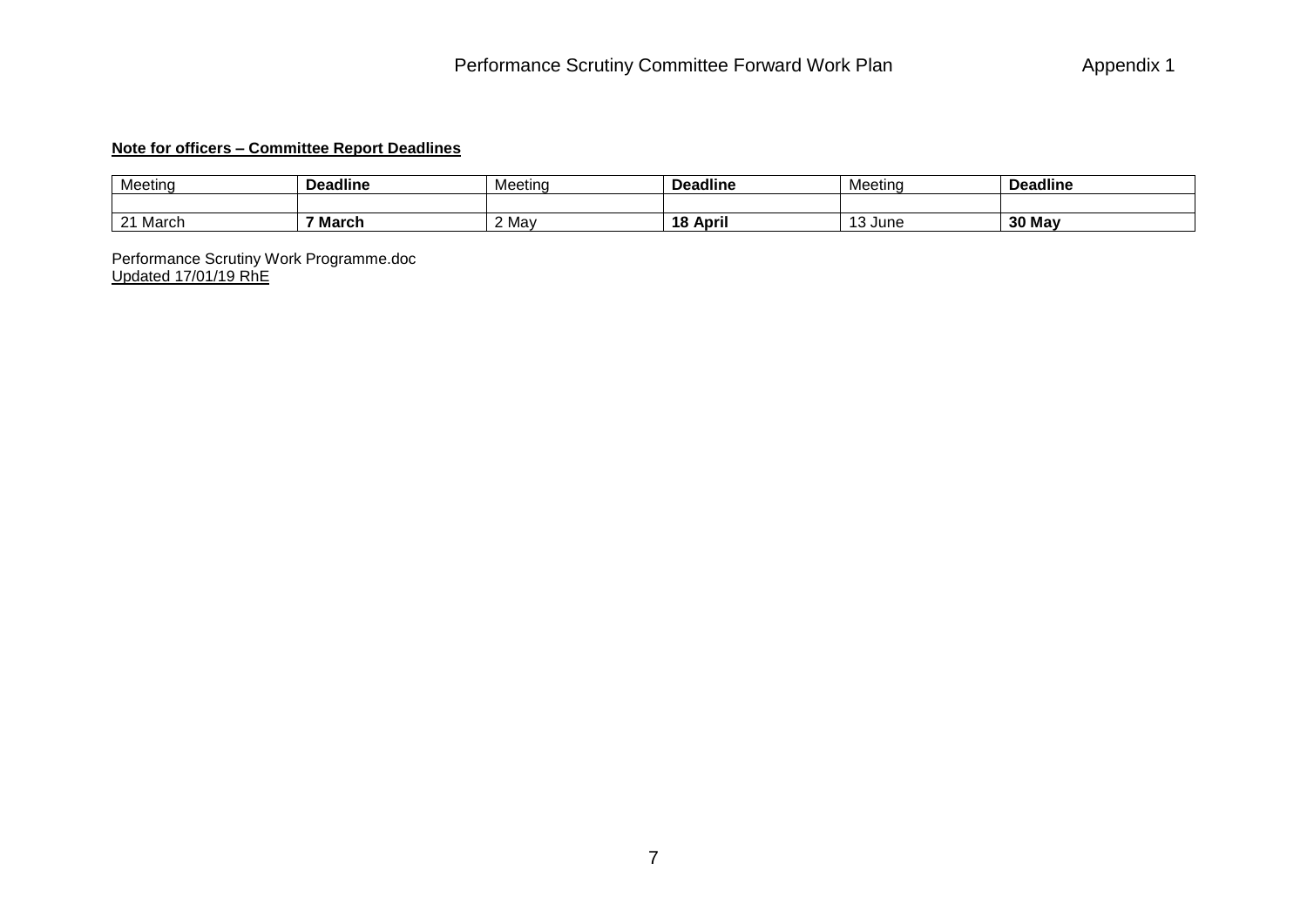**Note for officers – Committee Report Deadlines**

| Meeting | **Deadline** | Meeting | **Deadline** | Meeting | **Deadline** |
|---|---|---|---|---|---|
| | | | | | |
| 21 March | **7 March** | 2 May | **18 April** | 13 June | **30 May** |

Performance Scrutiny Work Programme.doc
Updated 17/01/19 RhE